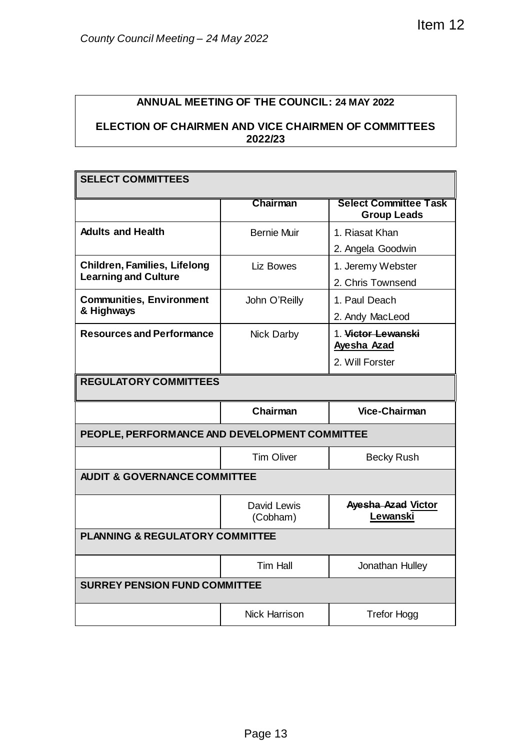Item 12

*County Council Meeting – 24 May 2022*

**ANNUAL MEETING OF THE COUNCIL: 24 MAY 2022**

**ELECTION OF CHAIRMEN AND VICE CHAIRMEN OF COMMITTEES 2022/23**

| **SELECT COMMITTEES** | | |
|---|---|---|
| | **Chairman** | **Select Committee Task Group Leads** |
| **Adults and Health** | Bernie Muir | 1. Riasat Khan<br>2. Angela Goodwin |
| **Children, Families, Lifelong Learning and Culture** | Liz Bowes | 1. Jeremy Webster<br>2. Chris Townsend |
| **Communities, Environment & Highways** | John O'Reilly | 1. Paul Deach<br>2. Andy MacLeod |
| **Resources and Performance** | Nick Darby | 1. ~~Victor Lewanski~~ **Ayesha Azad**<br>2. Will Forster |
| **REGULATORY COMMITTEES** | | |
| | **Chairman** | **Vice-Chairman** |
| **PEOPLE, PERFORMANCE AND DEVELOPMENT COMMITTEE** | | |
| | Tim Oliver | Becky Rush |
| **AUDIT & GOVERNANCE COMMITTEE** | | |
| | David Lewis (Cobham) | ~~Ayesha Azad~~ **Victor Lewanski** |
| **PLANNING & REGULATORY COMMITTEE** | | |
| | Tim Hall | Jonathan Hulley |
| **SURREY PENSION FUND COMMITTEE** | | |
| | Nick Harrison | Trefor Hogg |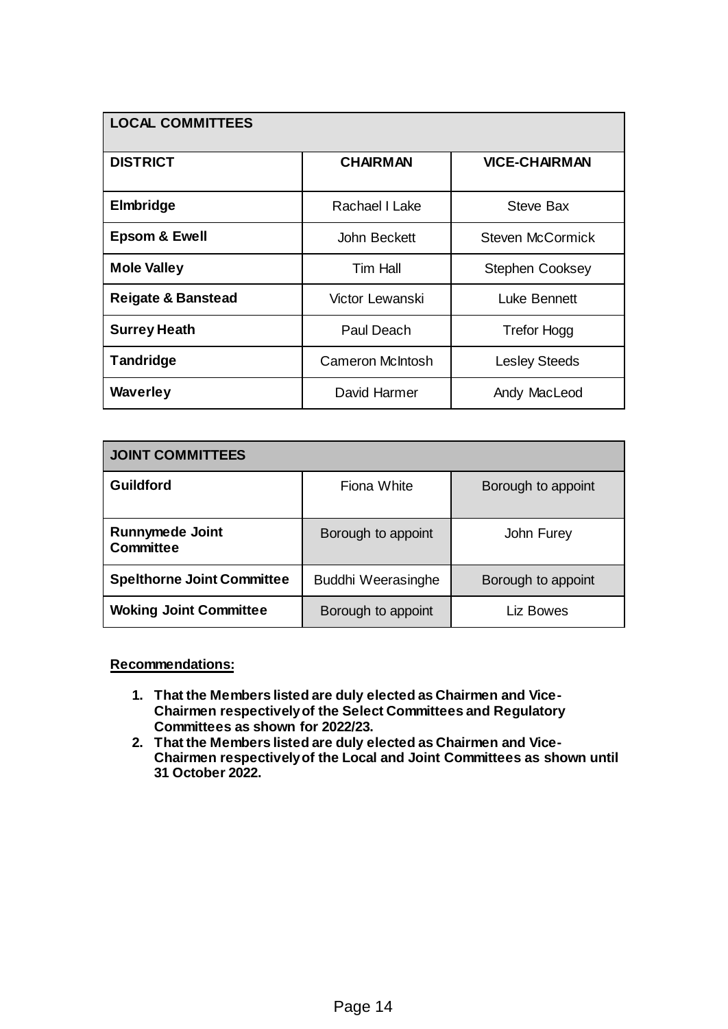| LOCAL COMMITTEES | | |
|---|---|---|
| **DISTRICT** | **CHAIRMAN** | **VICE-CHAIRMAN** |
| **Elmbridge** | Rachael I Lake | Steve Bax |
| **Epsom & Ewell** | John Beckett | Steven McCormick |
| **Mole Valley** | Tim Hall | Stephen Cooksey |
| **Reigate & Banstead** | Victor Lewanski | Luke Bennett |
| **Surrey Heath** | Paul Deach | Trefor Hogg |
| **Tandridge** | Cameron McIntosh | Lesley Steeds |
| **Waverley** | David Harmer | Andy MacLeod |

| JOINT COMMITTEES | | |
|---|---|---|
| **Guildford** | Fiona White | Borough to appoint |
| **Runnymede Joint Committee** | Borough to appoint | John Furey |
| **Spelthorne Joint Committee** | Buddhi Weerasinghe | Borough to appoint |
| **Woking Joint Committee** | Borough to appoint | Liz Bowes |

**Recommendations:**

1. **That the Members listed are duly elected as Chairmen and Vice-Chairmen respectively of the Select Committees and Regulatory Committees as shown for 2022/23.**
2. **That the Members listed are duly elected as Chairmen and Vice-Chairmen respectively of the Local and Joint Committees as shown until 31 October 2022.**